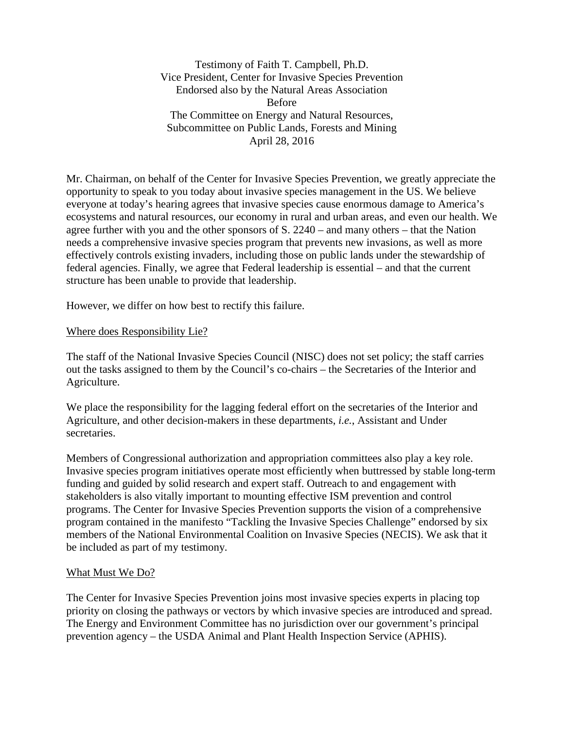Testimony of Faith T. Campbell, Ph.D.
Vice President, Center for Invasive Species Prevention
Endorsed also by the Natural Areas Association
Before
The Committee on Energy and Natural Resources,
Subcommittee on Public Lands, Forests and Mining
April 28, 2016

Mr. Chairman, on behalf of the Center for Invasive Species Prevention, we greatly appreciate the opportunity to speak to you today about invasive species management in the US. We believe everyone at today's hearing agrees that invasive species cause enormous damage to America's ecosystems and natural resources, our economy in rural and urban areas, and even our health. We agree further with you and the other sponsors of S. 2240 – and many others – that the Nation needs a comprehensive invasive species program that prevents new invasions, as well as more effectively controls existing invaders, including those on public lands under the stewardship of federal agencies. Finally, we agree that Federal leadership is essential – and that the current structure has been unable to provide that leadership.

However, we differ on how best to rectify this failure.

## Where does Responsibility Lie?

The staff of the National Invasive Species Council (NISC) does not set policy; the staff carries out the tasks assigned to them by the Council's co-chairs – the Secretaries of the Interior and Agriculture.

We place the responsibility for the lagging federal effort on the secretaries of the Interior and Agriculture, and other decision-makers in these departments, *i.e.*, Assistant and Under secretaries.

Members of Congressional authorization and appropriation committees also play a key role. Invasive species program initiatives operate most efficiently when buttressed by stable long-term funding and guided by solid research and expert staff. Outreach to and engagement with stakeholders is also vitally important to mounting effective ISM prevention and control programs. The Center for Invasive Species Prevention supports the vision of a comprehensive program contained in the manifesto "Tackling the Invasive Species Challenge" endorsed by six members of the National Environmental Coalition on Invasive Species (NECIS). We ask that it be included as part of my testimony.

## What Must We Do?

The Center for Invasive Species Prevention joins most invasive species experts in placing top priority on closing the pathways or vectors by which invasive species are introduced and spread. The Energy and Environment Committee has no jurisdiction over our government's principal prevention agency – the USDA Animal and Plant Health Inspection Service (APHIS).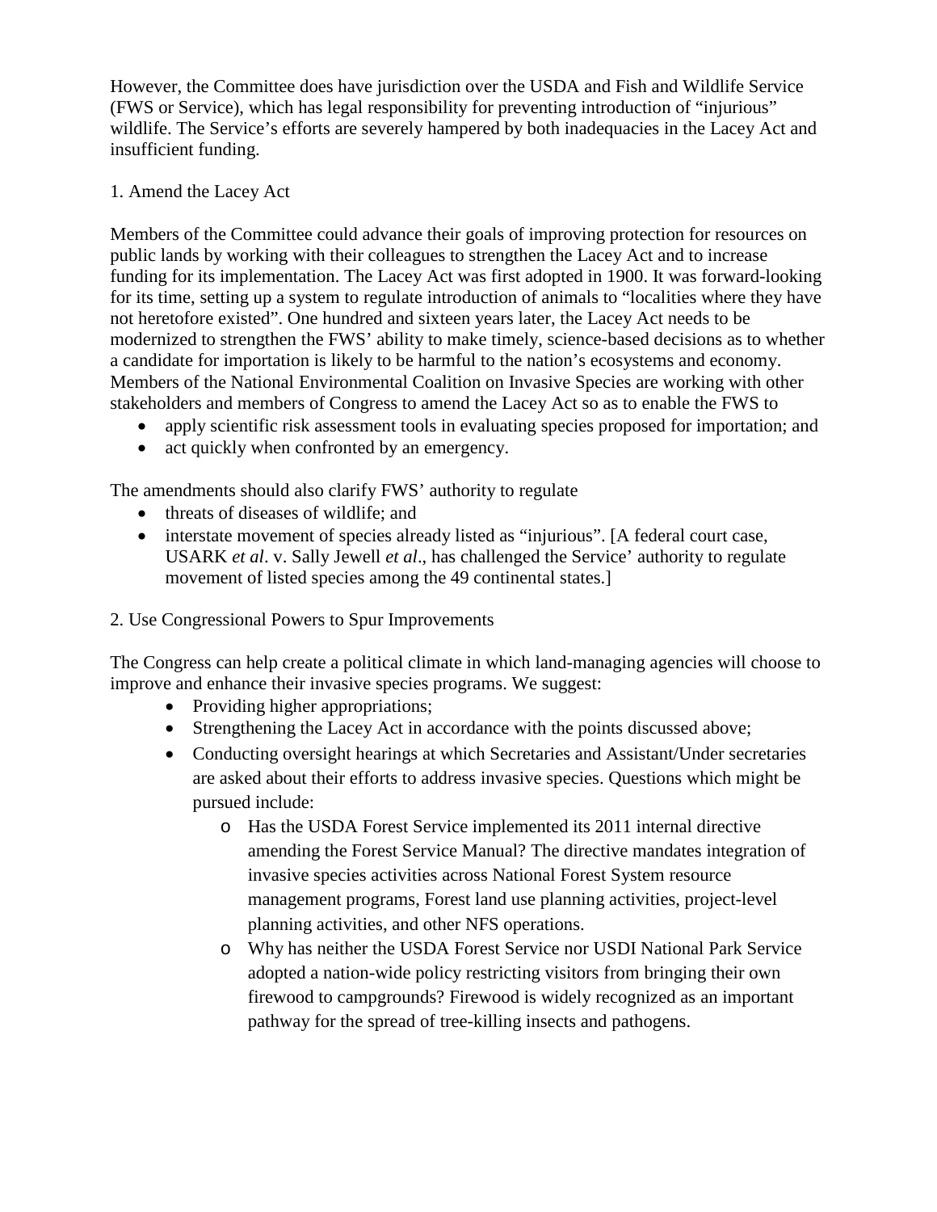However, the Committee does have jurisdiction over the USDA and Fish and Wildlife Service (FWS or Service), which has legal responsibility for preventing introduction of "injurious" wildlife. The Service's efforts are severely hampered by both inadequacies in the Lacey Act and insufficient funding.

1. Amend the Lacey Act

Members of the Committee could advance their goals of improving protection for resources on public lands by working with their colleagues to strengthen the Lacey Act and to increase funding for its implementation. The Lacey Act was first adopted in 1900. It was forward-looking for its time, setting up a system to regulate introduction of animals to "localities where they have not heretofore existed". One hundred and sixteen years later, the Lacey Act needs to be modernized to strengthen the FWS' ability to make timely, science-based decisions as to whether a candidate for importation is likely to be harmful to the nation's ecosystems and economy. Members of the National Environmental Coalition on Invasive Species are working with other stakeholders and members of Congress to amend the Lacey Act so as to enable the FWS to

- apply scientific risk assessment tools in evaluating species proposed for importation; and
- act quickly when confronted by an emergency.

The amendments should also clarify FWS' authority to regulate

- threats of diseases of wildlife; and
- interstate movement of species already listed as "injurious". [A federal court case, USARK *et al*. v. Sally Jewell *et al*., has challenged the Service' authority to regulate movement of listed species among the 49 continental states.]

2. Use Congressional Powers to Spur Improvements

The Congress can help create a political climate in which land-managing agencies will choose to improve and enhance their invasive species programs. We suggest:

- Providing higher appropriations;
- Strengthening the Lacey Act in accordance with the points discussed above;
- Conducting oversight hearings at which Secretaries and Assistant/Under secretaries are asked about their efforts to address invasive species. Questions which might be pursued include:
  - Has the USDA Forest Service implemented its 2011 internal directive amending the Forest Service Manual? The directive mandates integration of invasive species activities across National Forest System resource management programs, Forest land use planning activities, project-level planning activities, and other NFS operations.
  - Why has neither the USDA Forest Service nor USDI National Park Service adopted a nation-wide policy restricting visitors from bringing their own firewood to campgrounds? Firewood is widely recognized as an important pathway for the spread of tree-killing insects and pathogens.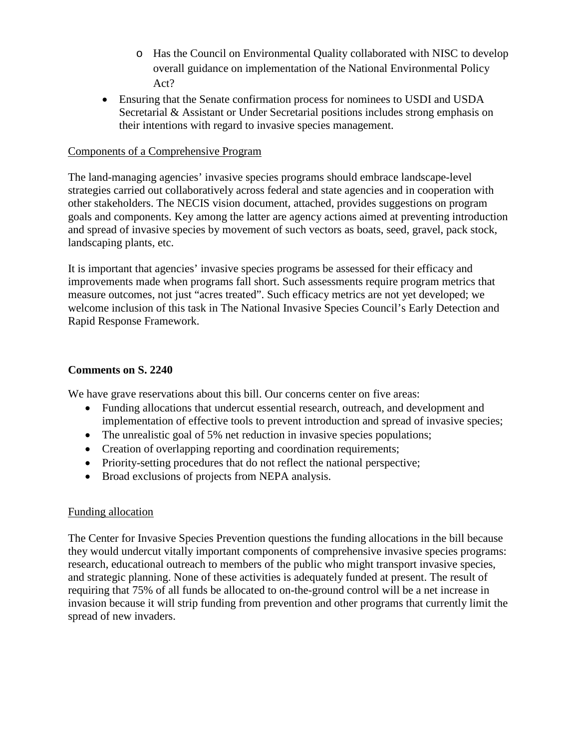- Has the Council on Environmental Quality collaborated with NISC to develop overall guidance on implementation of the National Environmental Policy Act?
- Ensuring that the Senate confirmation process for nominees to USDI and USDA Secretarial & Assistant or Under Secretarial positions includes strong emphasis on their intentions with regard to invasive species management.

<u>Components of a Comprehensive Program</u>

The land-managing agencies' invasive species programs should embrace landscape-level strategies carried out collaboratively across federal and state agencies and in cooperation with other stakeholders. The NECIS vision document, attached, provides suggestions on program goals and components. Key among the latter are agency actions aimed at preventing introduction and spread of invasive species by movement of such vectors as boats, seed, gravel, pack stock, landscaping plants, etc.

It is important that agencies' invasive species programs be assessed for their efficacy and improvements made when programs fall short. Such assessments require program metrics that measure outcomes, not just "acres treated". Such efficacy metrics are not yet developed; we welcome inclusion of this task in The National Invasive Species Council's Early Detection and Rapid Response Framework.

**Comments on S. 2240**

We have grave reservations about this bill. Our concerns center on five areas:

- Funding allocations that undercut essential research, outreach, and development and implementation of effective tools to prevent introduction and spread of invasive species;
- The unrealistic goal of 5% net reduction in invasive species populations;
- Creation of overlapping reporting and coordination requirements;
- Priority-setting procedures that do not reflect the national perspective;
- Broad exclusions of projects from NEPA analysis.

<u>Funding allocation</u>

The Center for Invasive Species Prevention questions the funding allocations in the bill because they would undercut vitally important components of comprehensive invasive species programs: research, educational outreach to members of the public who might transport invasive species, and strategic planning. None of these activities is adequately funded at present. The result of requiring that 75% of all funds be allocated to on-the-ground control will be a net increase in invasion because it will strip funding from prevention and other programs that currently limit the spread of new invaders.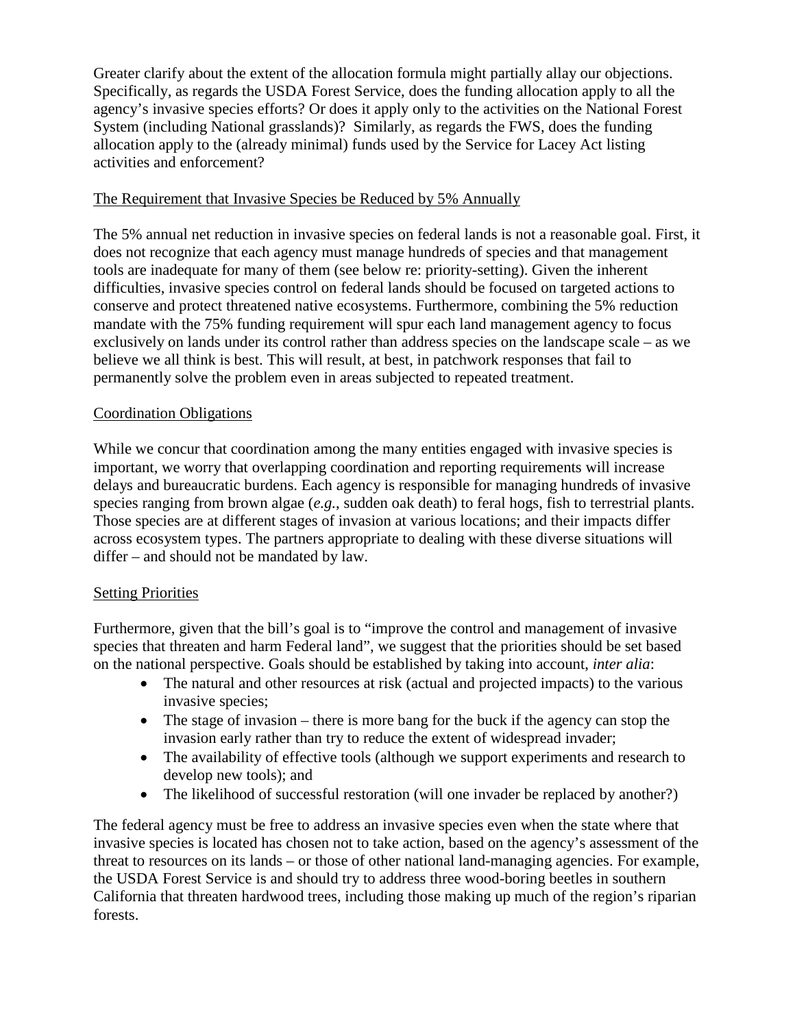Greater clarify about the extent of the allocation formula might partially allay our objections. Specifically, as regards the USDA Forest Service, does the funding allocation apply to all the agency's invasive species efforts? Or does it apply only to the activities on the National Forest System (including National grasslands)? Similarly, as regards the FWS, does the funding allocation apply to the (already minimal) funds used by the Service for Lacey Act listing activities and enforcement?

<u>The Requirement that Invasive Species be Reduced by 5% Annually</u>

The 5% annual net reduction in invasive species on federal lands is not a reasonable goal. First, it does not recognize that each agency must manage hundreds of species and that management tools are inadequate for many of them (see below re: priority-setting). Given the inherent difficulties, invasive species control on federal lands should be focused on targeted actions to conserve and protect threatened native ecosystems. Furthermore, combining the 5% reduction mandate with the 75% funding requirement will spur each land management agency to focus exclusively on lands under its control rather than address species on the landscape scale – as we believe we all think is best. This will result, at best, in patchwork responses that fail to permanently solve the problem even in areas subjected to repeated treatment.

<u>Coordination Obligations</u>

While we concur that coordination among the many entities engaged with invasive species is important, we worry that overlapping coordination and reporting requirements will increase delays and bureaucratic burdens. Each agency is responsible for managing hundreds of invasive species ranging from brown algae (*e.g.*, sudden oak death) to feral hogs, fish to terrestrial plants. Those species are at different stages of invasion at various locations; and their impacts differ across ecosystem types. The partners appropriate to dealing with these diverse situations will differ – and should not be mandated by law.

<u>Setting Priorities</u>

Furthermore, given that the bill's goal is to "improve the control and management of invasive species that threaten and harm Federal land", we suggest that the priorities should be set based on the national perspective. Goals should be established by taking into account, *inter alia*:

- The natural and other resources at risk (actual and projected impacts) to the various invasive species;
- The stage of invasion – there is more bang for the buck if the agency can stop the invasion early rather than try to reduce the extent of widespread invader;
- The availability of effective tools (although we support experiments and research to develop new tools); and
- The likelihood of successful restoration (will one invader be replaced by another?)

The federal agency must be free to address an invasive species even when the state where that invasive species is located has chosen not to take action, based on the agency's assessment of the threat to resources on its lands – or those of other national land-managing agencies. For example, the USDA Forest Service is and should try to address three wood-boring beetles in southern California that threaten hardwood trees, including those making up much of the region's riparian forests.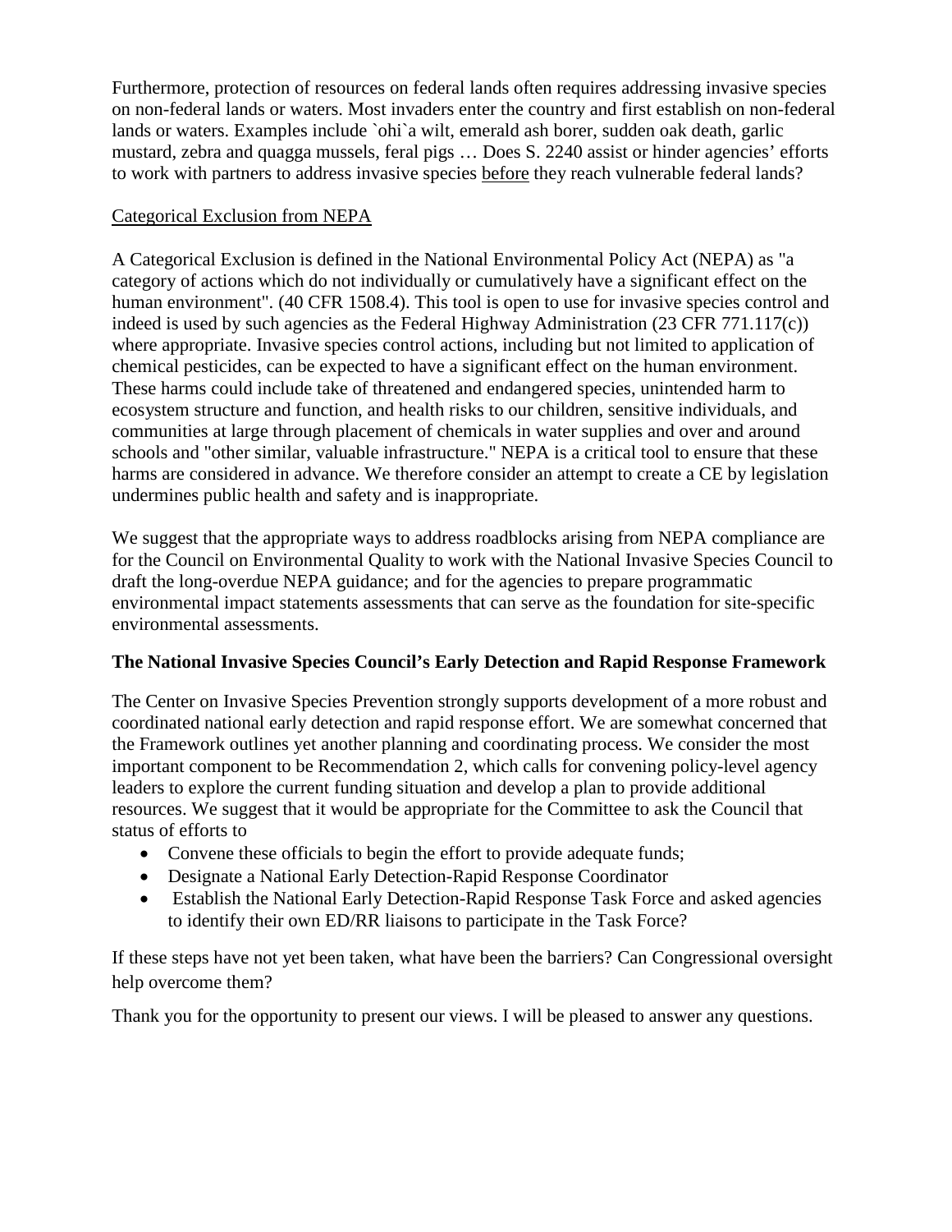Furthermore, protection of resources on federal lands often requires addressing invasive species on non-federal lands or waters. Most invaders enter the country and first establish on non-federal lands or waters. Examples include `ohi`a wilt, emerald ash borer, sudden oak death, garlic mustard, zebra and quagga mussels, feral pigs … Does S. 2240 assist or hinder agencies' efforts to work with partners to address invasive species before they reach vulnerable federal lands?

Categorical Exclusion from NEPA

A Categorical Exclusion is defined in the National Environmental Policy Act (NEPA) as "a category of actions which do not individually or cumulatively have a significant effect on the human environment". (40 CFR 1508.4). This tool is open to use for invasive species control and indeed is used by such agencies as the Federal Highway Administration (23 CFR 771.117(c)) where appropriate. Invasive species control actions, including but not limited to application of chemical pesticides, can be expected to have a significant effect on the human environment. These harms could include take of threatened and endangered species, unintended harm to ecosystem structure and function, and health risks to our children, sensitive individuals, and communities at large through placement of chemicals in water supplies and over and around schools and "other similar, valuable infrastructure." NEPA is a critical tool to ensure that these harms are considered in advance. We therefore consider an attempt to create a CE by legislation undermines public health and safety and is inappropriate.

We suggest that the appropriate ways to address roadblocks arising from NEPA compliance are for the Council on Environmental Quality to work with the National Invasive Species Council to draft the long-overdue NEPA guidance; and for the agencies to prepare programmatic environmental impact statements assessments that can serve as the foundation for site-specific environmental assessments.

**The National Invasive Species Council's Early Detection and Rapid Response Framework**

The Center on Invasive Species Prevention strongly supports development of a more robust and coordinated national early detection and rapid response effort. We are somewhat concerned that the Framework outlines yet another planning and coordinating process. We consider the most important component to be Recommendation 2, which calls for convening policy-level agency leaders to explore the current funding situation and develop a plan to provide additional resources. We suggest that it would be appropriate for the Committee to ask the Council that status of efforts to

- Convene these officials to begin the effort to provide adequate funds;
- Designate a National Early Detection-Rapid Response Coordinator
- Establish the National Early Detection-Rapid Response Task Force and asked agencies to identify their own ED/RR liaisons to participate in the Task Force?

If these steps have not yet been taken, what have been the barriers? Can Congressional oversight help overcome them?

Thank you for the opportunity to present our views. I will be pleased to answer any questions.